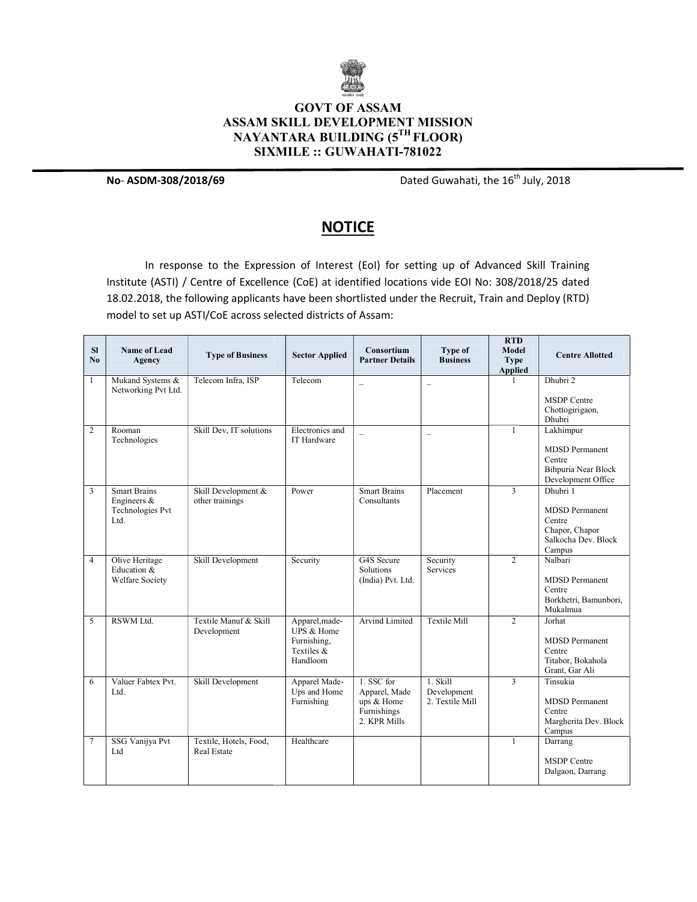# GOVT OF ASSAM
## ASSAM SKILL DEVELOPMENT MISSION
## NAYANTARA BUILDING (5[TH] FLOOR)
## SIXMILE :: GUWAHATI-781022

**No- ASDM-308/2018/69** Dated Guwahati, the 16[th] July, 2018

## NOTICE

In response to the Expression of Interest (EoI) for setting up of Advanced Skill Training Institute (ASTI) / Centre of Excellence (CoE) at identified locations vide EOI No: 308/2018/25 dated 18.02.2018, the following applicants have been shortlisted under the Recruit, Train and Deploy (RTD) model to set up ASTI/CoE across selected districts of Assam:

| Sl No | Name of Lead Agency | Type of Business | Sector Applied | Consortium Partner Details | Type of Business | RTD Model Type Applied | Centre Allotted |
|---|---|---|---|---|---|---|---|
| 1 | Mukand Systems & Networking Pvt Ltd. | Telecom Infra, ISP | Telecom | _ | _ | 1 | Dhubri 2<br><br>MSDP Centre Chottogirigaon, Dhubri |
| 2 | Rooman Technologies | Skill Dev, IT solutions | Electronics and IT Hardware | _ | _ | 1 | Lakhimpur<br><br>MDSD Permanent Centre Bihpuria Near Block Development Office |
| 3 | Smart Brains Engineers & Technologies Pvt Ltd. | Skill Development & other trainings | Power | Smart Brains Consultants | Placement | 3 | Dhubri 1<br><br>MDSD Permanent Centre Chapor, Chapor Salkocha Dev. Block Campus |
| 4 | Olive Heritage Education & Welfare Society | Skill Development | Security | G4S Secure Solutions (India) Pvt. Ltd. | Security Services | 2 | Nalbari<br><br>MDSD Permanent Centre Borkhetri, Bamunbori, Mukalmua |
| 5 | RSWM Ltd. | Textile Manuf & Skill Development | Apparel,made-UPS & Home Furnishing, Textiles & Handloom | Arvind Limited | Textile Mill | 2 | Jorhat<br><br>MDSD Permanent Centre Titabor, Bokahola Grant, Gar Ali |
| 6 | Valuer Fabtex Pvt. Ltd. | Skill Development | Apparel Made-Ups and Home Furnishing | 1. SSC for Apparel, Made ups & Home Furnishings<br>2. KPR Mills | 1. Skill Development<br>2. Textile Mill | 3 | Tinsukia<br><br>MDSD Permanent Centre Margherita Dev. Block Campus |
| 7 | SSG Vanijya Pvt Ltd | Textile, Hotels, Food, Real Estate | Healthcare | | | 1 | Darrang<br><br>MSDP Centre Dalgaon, Darrang |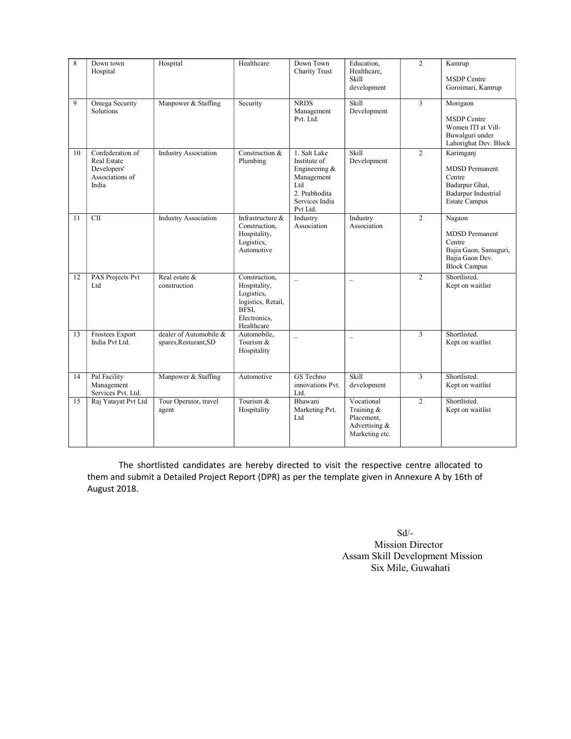| | | | | | | | |
|---|---|---|---|---|---|---|---|
| 8 | Down town Hospital | Hospital | Healthcare | Down Town Charity Trust | Education, Healthcare, Skill development | 2 | Kamrup<br><br>MSDP Centre Goroimari, Kamrup |
| 9 | Omega Security Solutions | Manpower & Staffing | Security | NRDS Management Pvt. Ltd. | Skill Development | 3 | Morigaon<br><br>MSDP Centre Women ITI at Vill-Buwalguri under Lahorighat Dev. Block |
| 10 | Confederation of Real Estate Developers' Associations of India | Industry Association | Construction & Plumbing | 1. Salt Lake Institute of Engineering & Management Ltd<br>2. Prabhodita Services India Pvt Ltd. | Skill Development | 2 | Karimganj<br><br>MDSD Permanent Centre Badarpur Ghat, Badarpur Industrial Estate Campus |
| 11 | CII | Industry Association | Infrastructure & Construction, Hospitality, Logistics, Automotive | Industry Association | Industry Association | 2 | Nagaon<br><br>MDSD Permanent Centre Bajia Gaon, Samaguri, Bajia Gaon Dev. Block Campus |
| 12 | PAS Projects Pvt Ltd | Real estate & construction | Construction, Hospitality, Logistics, logistics, Retail, BFSI, Electronics, Healthcare | _ | _ | 2 | Shortlisted. Kept on waitlist |
| 13 | Frostees Export India Pvt Ltd. | dealer of Automobile & spares,Resturant,SD | Automobile, Tourism & Hospitality | _ | _ | 3 | Shortlisted. Kept on waitlist |
| 14 | Pal Facility Management Services Pvt. Ltd. | Manpower & Staffing | Automotive | GS Techno innovations Pvt. Ltd. | Skill development | 3 | Shortlisted. Kept on waitlist |
| 15 | Raj Yatayat Pvt Ltd | Tour Operator, travel agent | Tourism & Hospitality | Bhawani Marketing Pvt. Ltd | Vocational Training & Placement, Advertising & Marketing etc. | 2 | Shortlisted. Kept on waitlist |

The shortlisted candidates are hereby directed to visit the respective centre allocated to them and submit a Detailed Project Report (DPR) as per the template given in Annexure A by 16th of August 2018.

Sd/-
Mission Director
Assam Skill Development Mission
Six Mile, Guwahati